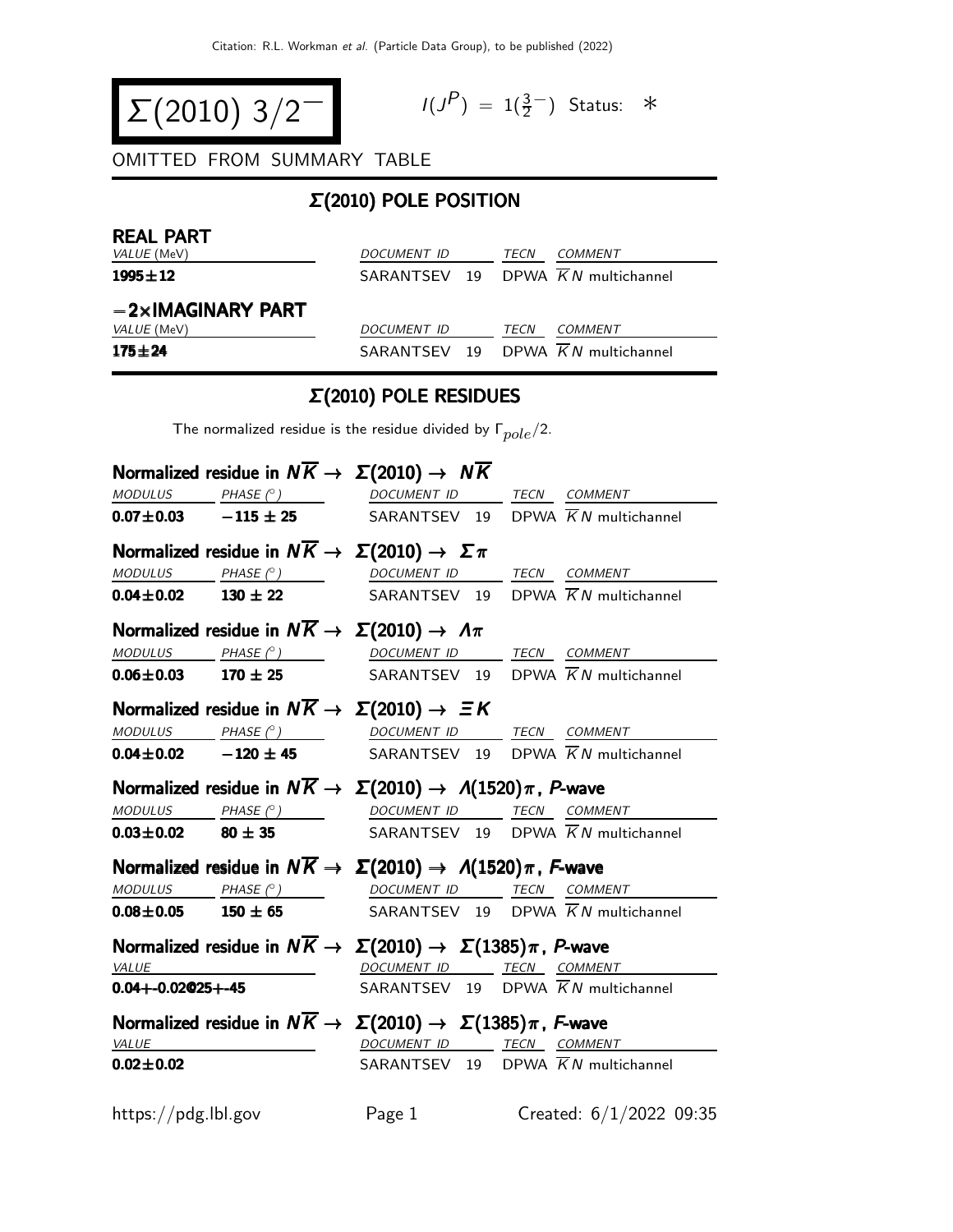# $\Sigma(2010)$ $3/2^-$

$I(J^P) = 1(\frac{3}{2}^-)$ Status: $*$

OMITTED FROM SUMMARY TABLE

## Σ(2010) POLE POSITION

### REAL PART

| VALUE (MeV) | DOCUMENT ID | TECN | COMMENT |
|---|---|---|---|
| **1995±12** | SARANTSEV 19 | DPWA | $\overline{K}N$ multichannel |

### −2×IMAGINARY PART

| VALUE (MeV) | DOCUMENT ID | TECN | COMMENT |
|---|---|---|---|
| **175±24** | SARANTSEV 19 | DPWA | $\overline{K}N$ multichannel |

## Σ(2010) POLE RESIDUES

The normalized residue is the residue divided by $\Gamma_{pole}/2$.

### Normalized residue in $N\overline{K} \rightarrow \Sigma(2010) \rightarrow N\overline{K}$

| MODULUS | PHASE (°) | DOCUMENT ID | TECN | COMMENT |
|---|---|---|---|---|
| **0.07±0.03** | **−115 ± 25** | SARANTSEV 19 | DPWA | $\overline{K}N$ multichannel |

### Normalized residue in $N\overline{K} \rightarrow \Sigma(2010) \rightarrow \Sigma\pi$

| MODULUS | PHASE (°) | DOCUMENT ID | TECN | COMMENT |
|---|---|---|---|---|
| **0.04±0.02** | **130 ± 22** | SARANTSEV 19 | DPWA | $\overline{K}N$ multichannel |

### Normalized residue in $N\overline{K} \rightarrow \Sigma(2010) \rightarrow \Lambda\pi$

| MODULUS | PHASE (°) | DOCUMENT ID | TECN | COMMENT |
|---|---|---|---|---|
| **0.06±0.03** | **170 ± 25** | SARANTSEV 19 | DPWA | $\overline{K}N$ multichannel |

### Normalized residue in $N\overline{K} \rightarrow \Sigma(2010) \rightarrow \Xi K$

| MODULUS | PHASE (°) | DOCUMENT ID | TECN | COMMENT |
|---|---|---|---|---|
| **0.04±0.02** | **−120 ± 45** | SARANTSEV 19 | DPWA | $\overline{K}N$ multichannel |

### Normalized residue in $N\overline{K} \rightarrow \Sigma(2010) \rightarrow \Lambda(1520)\pi$, *P*-wave

| MODULUS | PHASE (°) | DOCUMENT ID | TECN | COMMENT |
|---|---|---|---|---|
| **0.03±0.02** | **80 ± 35** | SARANTSEV 19 | DPWA | $\overline{K}N$ multichannel |

### Normalized residue in $N\overline{K} \rightarrow \Sigma(2010) \rightarrow \Lambda(1520)\pi$, *F*-wave

| MODULUS | PHASE (°) | DOCUMENT ID | TECN | COMMENT |
|---|---|---|---|---|
| **0.08±0.05** | **150 ± 65** | SARANTSEV 19 | DPWA | $\overline{K}N$ multichannel |

### Normalized residue in $N\overline{K} \rightarrow \Sigma(2010) \rightarrow \Sigma(1385)\pi$, *P*-wave

| VALUE | DOCUMENT ID | TECN | COMMENT |
|---|---|---|---|
| **0.04+-0.02025+-45** | SARANTSEV 19 | DPWA | $\overline{K}N$ multichannel |

### Normalized residue in $N\overline{K} \rightarrow \Sigma(2010) \rightarrow \Sigma(1385)\pi$, *F*-wave

| VALUE | DOCUMENT ID | TECN | COMMENT |
|---|---|---|---|
| **0.02±0.02** | SARANTSEV 19 | DPWA | $\overline{K}N$ multichannel |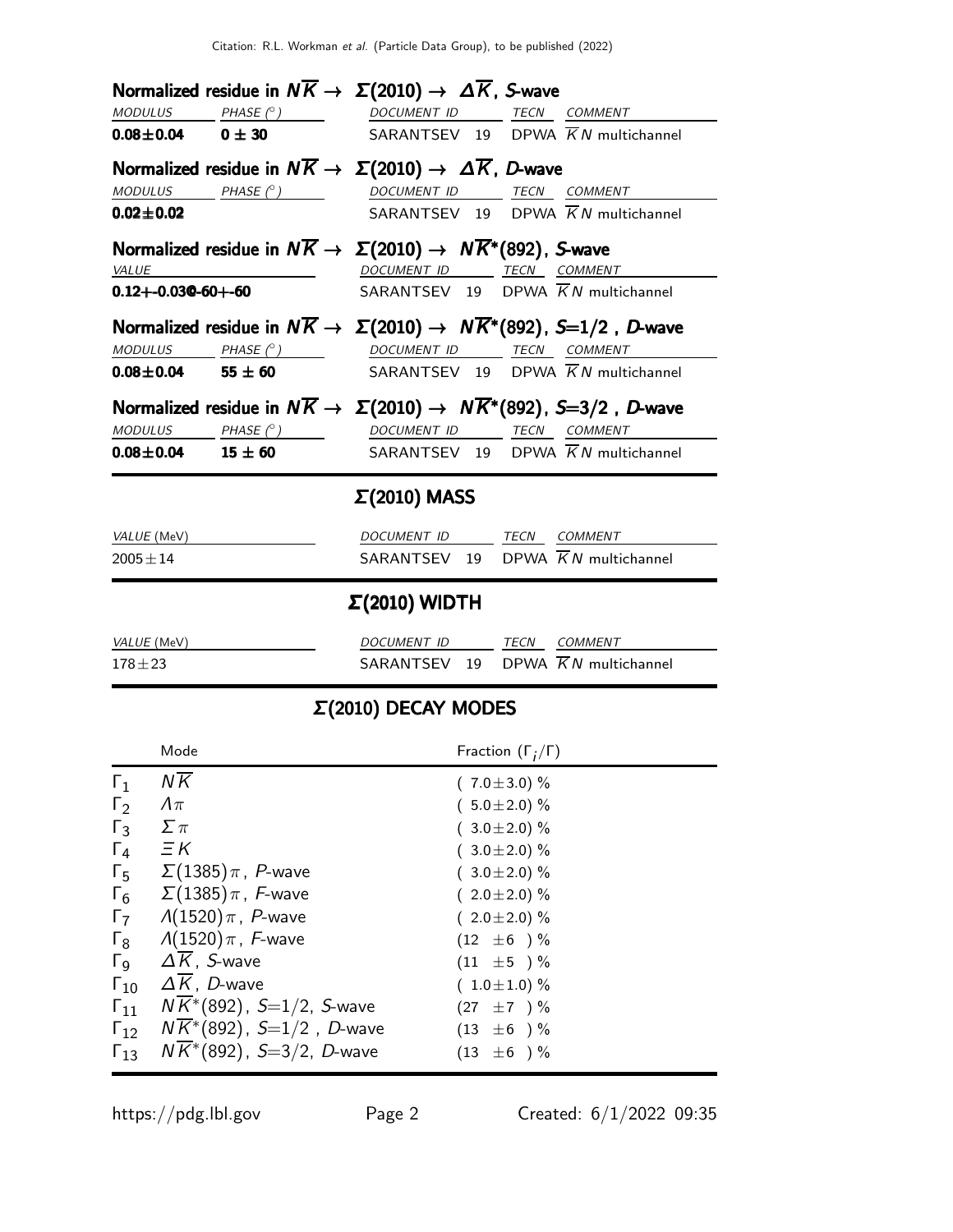### Normalized residue in $N\overline{K} \rightarrow \Sigma(2010) \rightarrow \Delta\overline{K}$, *S*-wave

| MODULUS | PHASE (°) | DOCUMENT ID | TECN | COMMENT |
|---|---|---|---|---|
| **0.08±0.04** | **0 ± 30** | SARANTSEV 19 | DPWA | $\overline{K}N$ multichannel |

### Normalized residue in $N\overline{K} \rightarrow \Sigma(2010) \rightarrow \Delta\overline{K}$, *D*-wave

| MODULUS | PHASE (°) | DOCUMENT ID | TECN | COMMENT |
|---|---|---|---|---|
| **0.02±0.02** | | SARANTSEV 19 | DPWA | $\overline{K}N$ multichannel |

### Normalized residue in $N\overline{K} \rightarrow \Sigma(2010) \rightarrow N\overline{K}^*(892)$, *S*-wave

| VALUE | DOCUMENT ID | TECN | COMMENT |
|---|---|---|---|
| **0.12+-0.030-60+-60** | SARANTSEV 19 | DPWA | $\overline{K}N$ multichannel |

### Normalized residue in $N\overline{K} \rightarrow \Sigma(2010) \rightarrow N\overline{K}^*(892)$, $S$=1/2 , *D*-wave

| MODULUS | PHASE (°) | DOCUMENT ID | TECN | COMMENT |
|---|---|---|---|---|
| **0.08±0.04** | **55 ± 60** | SARANTSEV 19 | DPWA | $\overline{K}N$ multichannel |

### Normalized residue in $N\overline{K} \rightarrow \Sigma(2010) \rightarrow N\overline{K}^*(892)$, $S$=3/2 , *D*-wave

| MODULUS | PHASE (°) | DOCUMENT ID | TECN | COMMENT |
|---|---|---|---|---|
| **0.08±0.04** | **15 ± 60** | SARANTSEV 19 | DPWA | $\overline{K}N$ multichannel |

## Σ(2010) MASS

| VALUE (MeV) | DOCUMENT ID | TECN | COMMENT |
|---|---|---|---|
| 2005±14 | SARANTSEV 19 | DPWA | $\overline{K}N$ multichannel |

## Σ(2010) WIDTH

| VALUE (MeV) | DOCUMENT ID | TECN | COMMENT |
|---|---|---|---|
| 178±23 | SARANTSEV 19 | DPWA | $\overline{K}N$ multichannel |

## Σ(2010) DECAY MODES

| | Mode | Fraction ($\Gamma_i/\Gamma$) |
|---|---|---|
| $\Gamma_1$ | $N\overline{K}$ | (7.0±3.0) % |
| $\Gamma_2$ | $\Lambda\pi$ | (5.0±2.0) % |
| $\Gamma_3$ | $\Sigma\pi$ | (3.0±2.0) % |
| $\Gamma_4$ | $\Xi K$ | (3.0±2.0) % |
| $\Gamma_5$ | $\Sigma(1385)\pi$, *P*-wave | (3.0±2.0) % |
| $\Gamma_6$ | $\Sigma(1385)\pi$, *F*-wave | (2.0±2.0) % |
| $\Gamma_7$ | $\Lambda(1520)\pi$, *P*-wave | (2.0±2.0) % |
| $\Gamma_8$ | $\Lambda(1520)\pi$, *F*-wave | (12 ±6 ) % |
| $\Gamma_9$ | $\Delta\overline{K}$, *S*-wave | (11 ±5 ) % |
| $\Gamma_{10}$ | $\Delta\overline{K}$, *D*-wave | (1.0±1.0) % |
| $\Gamma_{11}$ | $N\overline{K}^*(892)$, $S$=1/2, *S*-wave | (27 ±7 ) % |
| $\Gamma_{12}$ | $N\overline{K}^*(892)$, $S$=1/2 , *D*-wave | (13 ±6 ) % |
| $\Gamma_{13}$ | $N\overline{K}^*(892)$, $S$=3/2, *D*-wave | (13 ±6 ) % |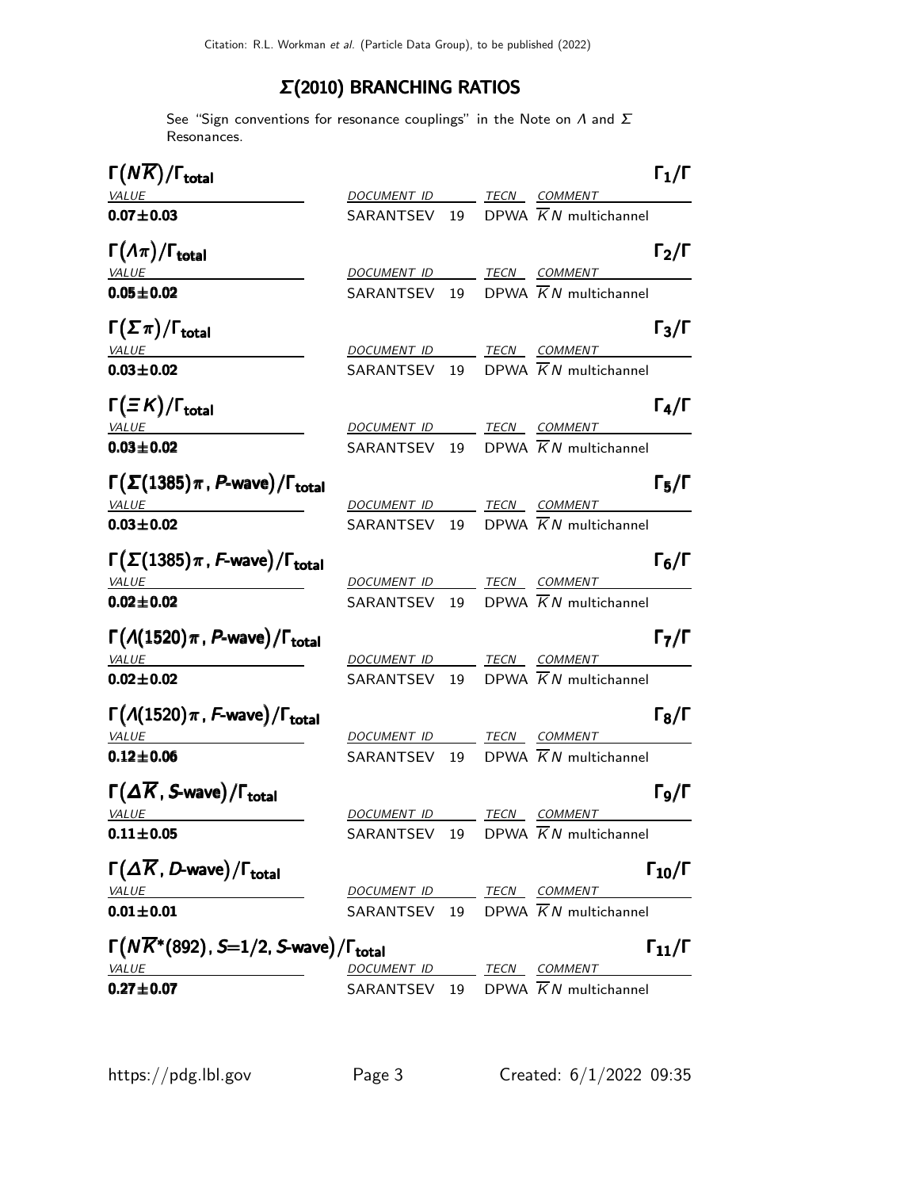## $\Sigma(2010)$ BRANCHING RATIOS

See "Sign conventions for resonance couplings" in the Note on $\Lambda$ and $\Sigma$ Resonances.

### $\Gamma(N\overline{K})/\Gamma_{total}$ — $\Gamma_1/\Gamma$

| VALUE | DOCUMENT ID | | TECN | COMMENT |
|---|---|---|---|---|
| **0.07±0.03** | SARANTSEV | 19 | DPWA | $\overline{K}N$ multichannel |

### $\Gamma(\Lambda\pi)/\Gamma_{total}$ — $\Gamma_2/\Gamma$

| VALUE | DOCUMENT ID | | TECN | COMMENT |
|---|---|---|---|---|
| **0.05±0.02** | SARANTSEV | 19 | DPWA | $\overline{K}N$ multichannel |

### $\Gamma(\Sigma\pi)/\Gamma_{total}$ — $\Gamma_3/\Gamma$

| VALUE | DOCUMENT ID | | TECN | COMMENT |
|---|---|---|---|---|
| **0.03±0.02** | SARANTSEV | 19 | DPWA | $\overline{K}N$ multichannel |

### $\Gamma(\Xi K)/\Gamma_{total}$ — $\Gamma_4/\Gamma$

| VALUE | DOCUMENT ID | | TECN | COMMENT |
|---|---|---|---|---|
| **0.03±0.02** | SARANTSEV | 19 | DPWA | $\overline{K}N$ multichannel |

### $\Gamma(\Sigma(1385)\pi$, *P*-wave$)/\Gamma_{total}$ — $\Gamma_5/\Gamma$

| VALUE | DOCUMENT ID | | TECN | COMMENT |
|---|---|---|---|---|
| **0.03±0.02** | SARANTSEV | 19 | DPWA | $\overline{K}N$ multichannel |

### $\Gamma(\Sigma(1385)\pi$, *F*-wave$)/\Gamma_{total}$ — $\Gamma_6/\Gamma$

| VALUE | DOCUMENT ID | | TECN | COMMENT |
|---|---|---|---|---|
| **0.02±0.02** | SARANTSEV | 19 | DPWA | $\overline{K}N$ multichannel |

### $\Gamma(\Lambda(1520)\pi$, *P*-wave$)/\Gamma_{total}$ — $\Gamma_7/\Gamma$

| VALUE | DOCUMENT ID | | TECN | COMMENT |
|---|---|---|---|---|
| **0.02±0.02** | SARANTSEV | 19 | DPWA | $\overline{K}N$ multichannel |

### $\Gamma(\Lambda(1520)\pi$, *F*-wave$)/\Gamma_{total}$ — $\Gamma_8/\Gamma$

| VALUE | DOCUMENT ID | | TECN | COMMENT |
|---|---|---|---|---|
| **0.12±0.06** | SARANTSEV | 19 | DPWA | $\overline{K}N$ multichannel |

### $\Gamma(\Delta\overline{K}$, *S*-wave$)/\Gamma_{total}$ — $\Gamma_9/\Gamma$

| VALUE | DOCUMENT ID | | TECN | COMMENT |
|---|---|---|---|---|
| **0.11±0.05** | SARANTSEV | 19 | DPWA | $\overline{K}N$ multichannel |

### $\Gamma(\Delta\overline{K}$, *D*-wave$)/\Gamma_{total}$ — $\Gamma_{10}/\Gamma$

| VALUE | DOCUMENT ID | | TECN | COMMENT |
|---|---|---|---|---|
| **0.01±0.01** | SARANTSEV | 19 | DPWA | $\overline{K}N$ multichannel |

### $\Gamma(N\overline{K}^*(892)$, $S$=1/2, *S*-wave$)/\Gamma_{total}$ — $\Gamma_{11}/\Gamma$

| VALUE | DOCUMENT ID | | TECN | COMMENT |
|---|---|---|---|---|
| **0.27±0.07** | SARANTSEV | 19 | DPWA | $\overline{K}N$ multichannel |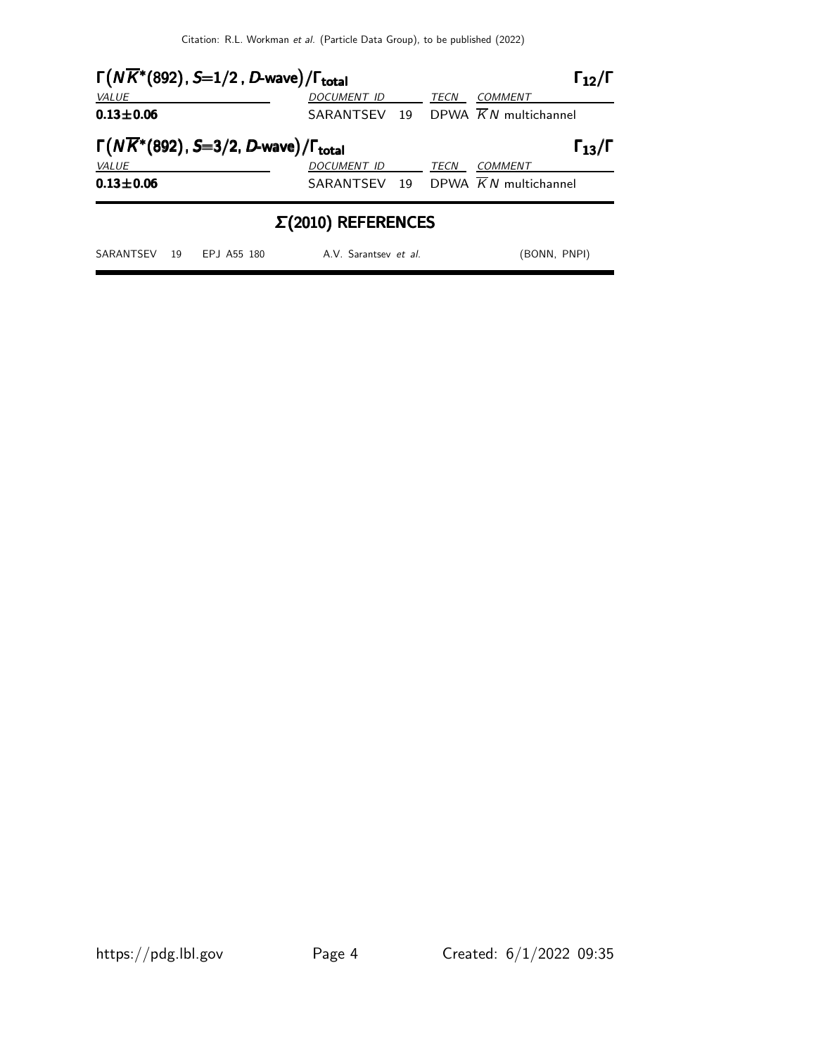### $\Gamma(N\overline{K}^*(892), S{=}1/2, D\text{-wave})/\Gamma_{\text{total}}$ $\Gamma_{12}/\Gamma$

| VALUE | DOCUMENT ID | TECN | COMMENT |
|---|---|---|---|
| **0.13±0.06** | SARANTSEV 19 | DPWA | $\overline{K}N$ multichannel |

### $\Gamma(N\overline{K}^*(892), S{=}3/2, D\text{-wave})/\Gamma_{\text{total}}$ $\Gamma_{13}/\Gamma$

| VALUE | DOCUMENT ID | TECN | COMMENT |
|---|---|---|---|
| **0.13±0.06** | SARANTSEV 19 | DPWA | $\overline{K}N$ multichannel |

## $\Sigma$(2010) REFERENCES

| | | | |
|---|---|---|---|
| SARANTSEV 19 | EPJ A55 180 | A.V. Sarantsev *et al.* | (BONN, PNPI) |